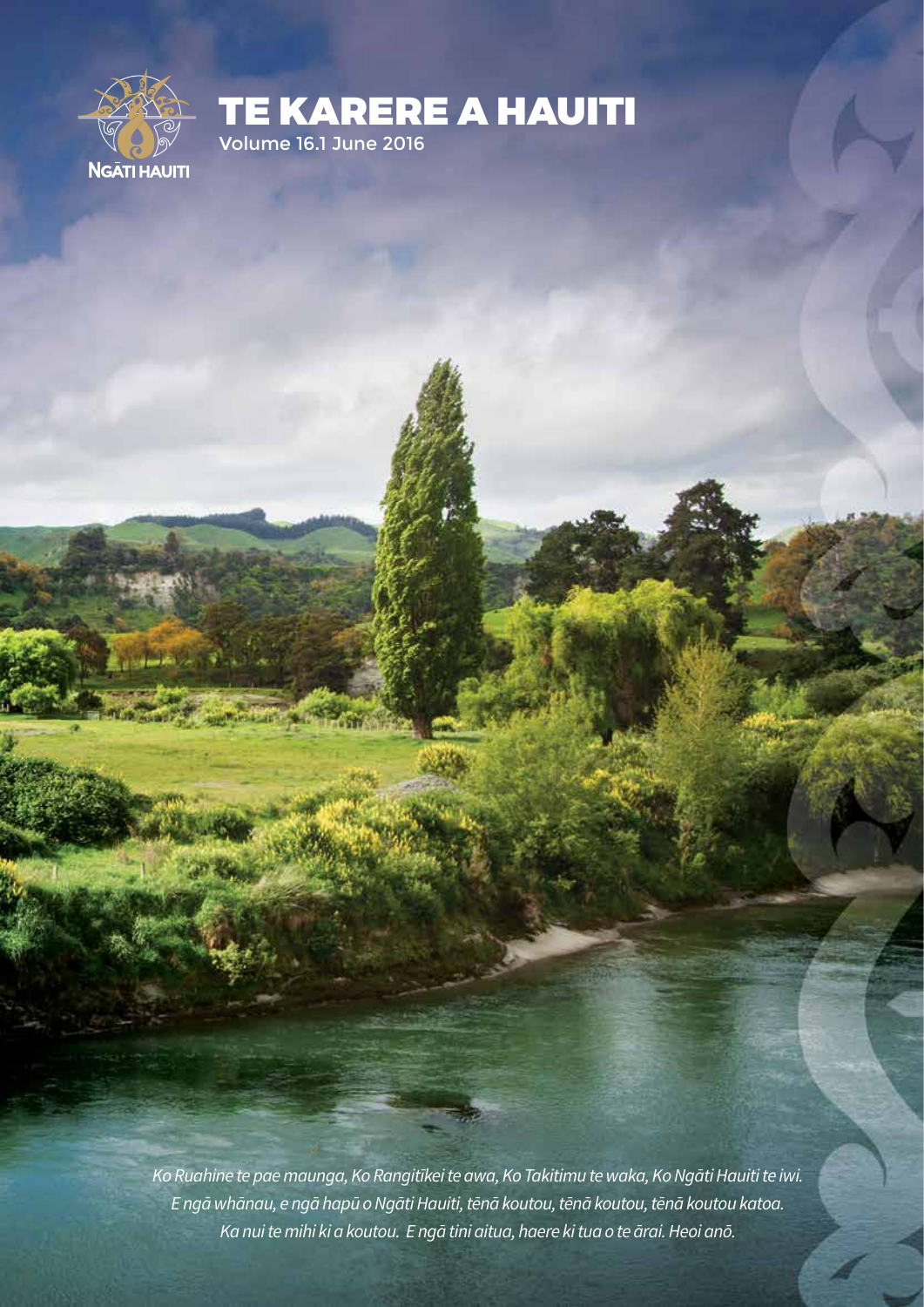NGĀTI HAUITI

# TE KARERE A HAUITI

Volume 16.1 June 2016

*Ko Ruahine te pae maunga, Ko Rangitīkei te awa, Ko Takitimu te waka, Ko Ngāti Hauiti te iwi.*
*E ngā whānau, e ngā hapū o Ngāti Hauiti, tēnā koutou, tēnā koutou, tēnā koutou katoa.*
*Ka nui te mihi ki a koutou. E ngā tini aitua, haere ki tua o te ārai. Heoi anō.*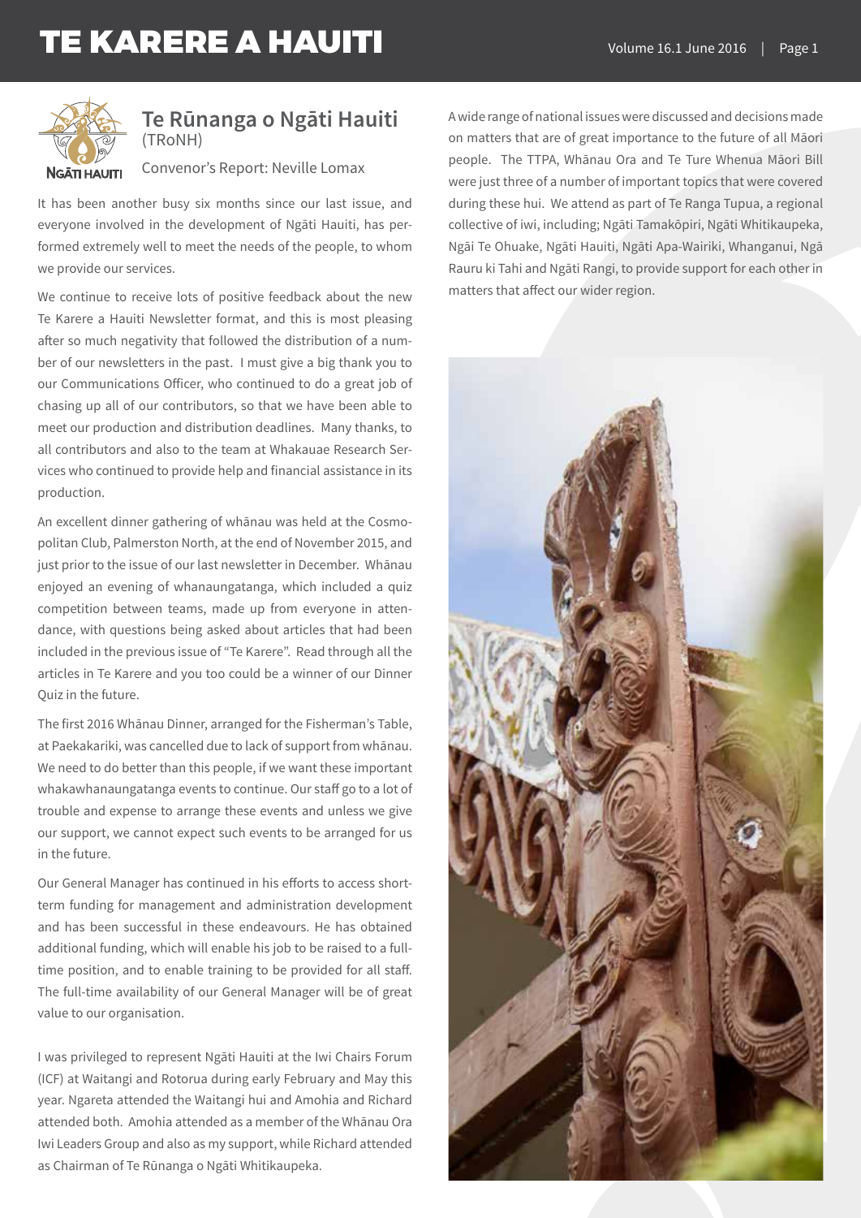# Te Rūnanga o Ngāti Hauiti
(TRoNH)

Convenor's Report: Neville Lomax

It has been another busy six months since our last issue, and everyone involved in the development of Ngāti Hauiti, has performed extremely well to meet the needs of the people, to whom we provide our services.

We continue to receive lots of positive feedback about the new Te Karere a Hauiti Newsletter format, and this is most pleasing after so much negativity that followed the distribution of a number of our newsletters in the past. I must give a big thank you to our Communications Officer, who continued to do a great job of chasing up all of our contributors, so that we have been able to meet our production and distribution deadlines. Many thanks, to all contributors and also to the team at Whakauae Research Services who continued to provide help and financial assistance in its production.

An excellent dinner gathering of whānau was held at the Cosmopolitan Club, Palmerston North, at the end of November 2015, and just prior to the issue of our last newsletter in December. Whānau enjoyed an evening of whanaungatanga, which included a quiz competition between teams, made up from everyone in attendance, with questions being asked about articles that had been included in the previous issue of "Te Karere". Read through all the articles in Te Karere and you too could be a winner of our Dinner Quiz in the future.

The first 2016 Whānau Dinner, arranged for the Fisherman's Table, at Paekakariki, was cancelled due to lack of support from whānau. We need to do better than this people, if we want these important whakawhanaungatanga events to continue. Our staff go to a lot of trouble and expense to arrange these events and unless we give our support, we cannot expect such events to be arranged for us in the future.

Our General Manager has continued in his efforts to access short-term funding for management and administration development and has been successful in these endeavours. He has obtained additional funding, which will enable his job to be raised to a full-time position, and to enable training to be provided for all staff. The full-time availability of our General Manager will be of great value to our organisation.

I was privileged to represent Ngāti Hauiti at the Iwi Chairs Forum (ICF) at Waitangi and Rotorua during early February and May this year. Ngareta attended the Waitangi hui and Amohia and Richard attended both. Amohia attended as a member of the Whānau Ora Iwi Leaders Group and also as my support, while Richard attended as Chairman of Te Rūnanga o Ngāti Whitikaupeka.

A wide range of national issues were discussed and decisions made on matters that are of great importance to the future of all Māori people. The TTPA, Whānau Ora and Te Ture Whenua Māori Bill were just three of a number of important topics that were covered during these hui. We attend as part of Te Ranga Tupua, a regional collective of iwi, including; Ngāti Tamakōpiri, Ngāti Whitikaupeka, Ngāi Te Ohuake, Ngāti Hauiti, Ngāti Apa-Wairiki, Whanganui, Ngā Rauru ki Tahi and Ngāti Rangi, to provide support for each other in matters that affect our wider region.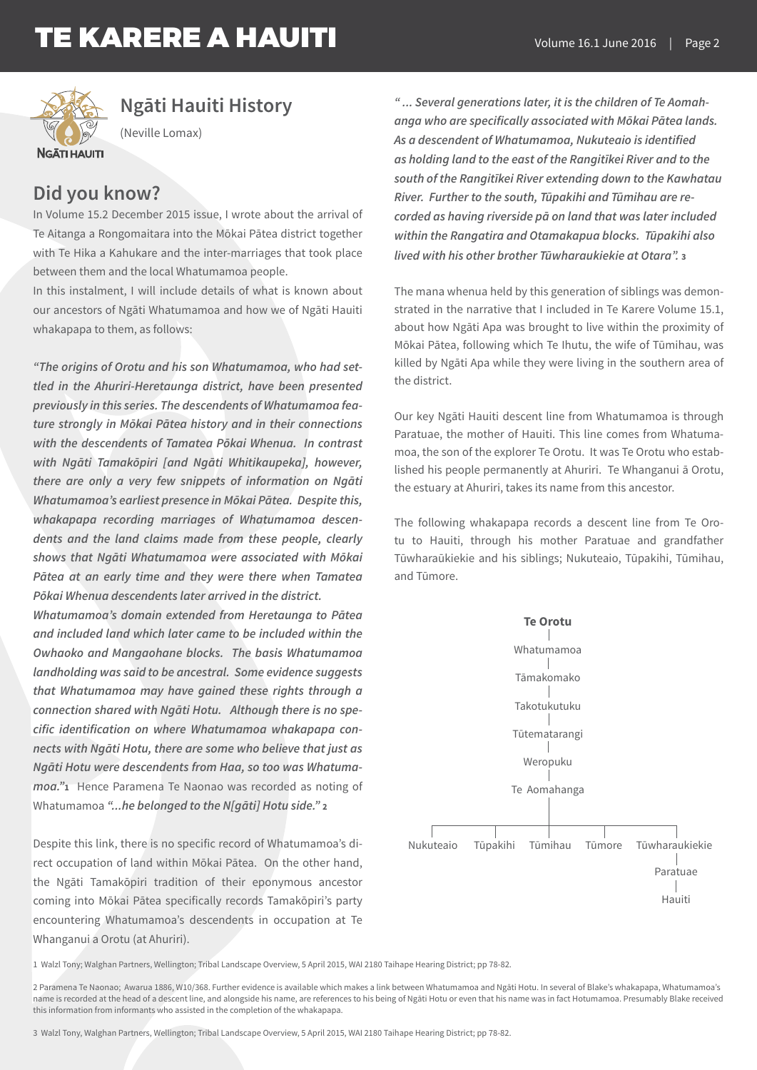## Ngāti Hauiti History

(Neville Lomax)

## Did you know?

In Volume 15.2 December 2015 issue, I wrote about the arrival of Te Aitanga a Rongomaitara into the Mōkai Pātea district together with Te Hika a Kahukare and the inter-marriages that took place between them and the local Whatumamoa people.

In this instalment, I will include details of what is known about our ancestors of Ngāti Whatumamoa and how we of Ngāti Hauiti whakapapa to them, as follows:

***"The origins of Orotu and his son Whatumamoa, who had settled in the Ahuriri-Heretaunga district, have been presented previously in this series. The descendents of Whatumamoa feature strongly in Mōkai Pātea history and in their connections with the descendents of Tamatea Pōkai Whenua. In contrast with Ngāti Tamakōpiri [and Ngāti Whitikaupeka], however, there are only a very few snippets of information on Ngāti Whatumamoa's earliest presence in Mōkai Pātea. Despite this, whakapapa recording marriages of Whatumamoa descendents and the land claims made from these people, clearly shows that Ngāti Whatumamoa were associated with Mōkai Pātea at an early time and they were there when Tamatea Pōkai Whenua descendents later arrived in the district.***

***Whatumamoa's domain extended from Heretaunga to Pātea and included land which later came to be included within the Owhaoko and Mangaohane blocks. The basis Whatumamoa landholding was said to be ancestral. Some evidence suggests that Whatumamoa may have gained these rights through a connection shared with Ngāti Hotu. Although there is no specific identification on where Whatumamoa whakapapa connects with Ngāti Hotu, there are some who believe that just as Ngāti Hotu were descendents from Haa, so too was Whatumamoa."*** **[1]** Hence Paramena Te Naonao was recorded as noting of Whatumamoa ***"...he belonged to the N[gāti] Hotu side."*** **[2]**

Despite this link, there is no specific record of Whatumamoa's direct occupation of land within Mōkai Pātea. On the other hand, the Ngāti Tamakōpiri tradition of their eponymous ancestor coming into Mōkai Pātea specifically records Tamakōpiri's party encountering Whatumamoa's descendents in occupation at Te Whanganui a Orotu (at Ahuriri).

***"... Several generations later, it is the children of Te Aomahanga who are specifically associated with Mōkai Pātea lands. As a descendent of Whatumamoa, Nukuteaio is identified as holding land to the east of the Rangitīkei River and to the south of the Rangitīkei River extending down to the Kawhatau River. Further to the south, Tūpakihi and Tūmihau are recorded as having riverside pā on land that was later included within the Rangatira and Otamakapua blocks. Tūpakihi also lived with his other brother Tūwharaukiekie at Otara".*** **[3]**

The mana whenua held by this generation of siblings was demonstrated in the narrative that I included in Te Karere Volume 15.1, about how Ngāti Apa was brought to live within the proximity of Mōkai Pātea, following which Te Ihutu, the wife of Tūmihau, was killed by Ngāti Apa while they were living in the southern area of the district.

Our key Ngāti Hauiti descent line from Whatumamoa is through Paratuae, the mother of Hauiti. This line comes from Whatumamoa, the son of the explorer Te Orotu. It was Te Orotu who established his people permanently at Ahuriri. Te Whanganui ā Orotu, the estuary at Ahuriri, takes its name from this ancestor.

The following whakapapa records a descent line from Te Orotu to Hauiti, through his mother Paratuae and grandfather Tūwharaūkiekie and his siblings; Nukuteaio, Tūpakihi, Tūmihau, and Tūmore.

**Te Orotu**
- Whatumamoa
  - Tāmakomako
    - Takotukutuku
      - Tūtematarangi
        - Weropuku
          - Te Aomahanga
            - Nukuteaio
            - Tūpakihi
            - Tūmihau
            - Tūmore
            - Tūwharaukiekie
              - Paratuae
                - Hauiti

1 Walzl Tony; Walghan Partners, Wellington; Tribal Landscape Overview, 5 April 2015, WAI 2180 Taihape Hearing District; pp 78-82.

2 Paramena Te Naonao; Awarua 1886, W10/368. Further evidence is available which makes a link between Whatumamoa and Ngāti Hotu. In several of Blake's whakapapa, Whatumamoa's name is recorded at the head of a descent line, and alongside his name, are references to his being of Ngāti Hotu or even that his name was in fact Hotumamoa. Presumably Blake received this information from informants who assisted in the completion of the whakapapa.

3 Walzl Tony, Walghan Partners, Wellington; Tribal Landscape Overview, 5 April 2015, WAI 2180 Taihape Hearing District; pp 78-82.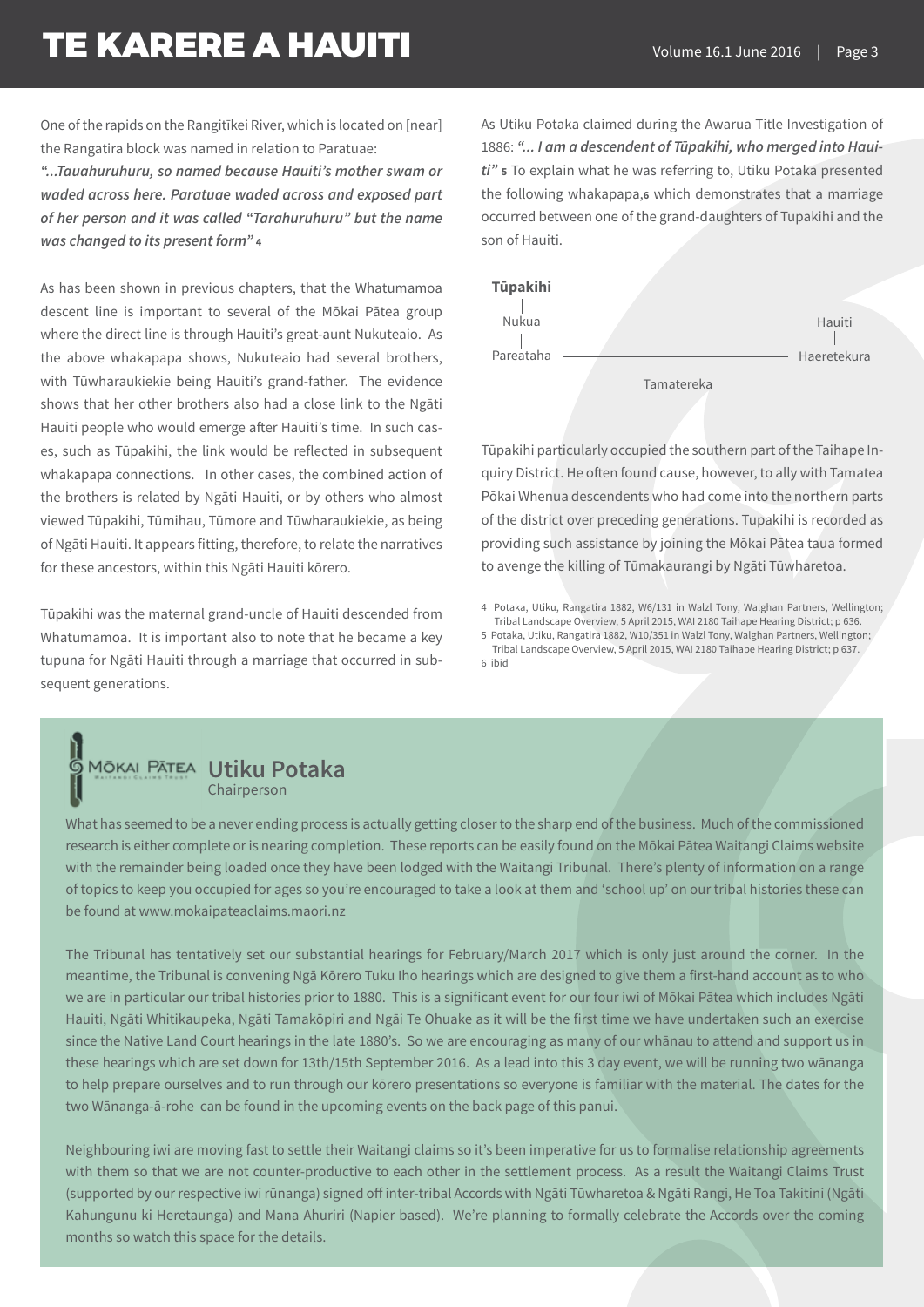One of the rapids on the Rangitīkei River, which is located on [near] the Rangatira block was named in relation to Paratuae:

***"...Tauahuruhuru, so named because Hauiti's mother swam or waded across here. Paratuae waded across and exposed part of her person and it was called "Tarahuruhuru" but the name was changed to its present form"*** [4]

As has been shown in previous chapters, that the Whatumamoa descent line is important to several of the Mōkai Pātea group where the direct line is through Hauiti's great-aunt Nukuteaio. As the above whakapapa shows, Nukuteaio had several brothers, with Tūwharaukiekie being Hauiti's grand-father. The evidence shows that her other brothers also had a close link to the Ngāti Hauiti people who would emerge after Hauiti's time. In such cases, such as Tūpakihi, the link would be reflected in subsequent whakapapa connections. In other cases, the combined action of the brothers is related by Ngāti Hauiti, or by others who almost viewed Tūpakihi, Tūmihau, Tūmore and Tūwharaukiekie, as being of Ngāti Hauiti. It appears fitting, therefore, to relate the narratives for these ancestors, within this Ngāti Hauiti kōrero.

Tūpakihi was the maternal grand-uncle of Hauiti descended from Whatumamoa. It is important also to note that he became a key tupuna for Ngāti Hauiti through a marriage that occurred in subsequent generations.

As Utiku Potaka claimed during the Awarua Title Investigation of 1886: ***"... I am a descendent of Tūpakihi, who merged into Hauiti"*** [5] To explain what he was referring to, Utiku Potaka presented the following whakapapa,[6] which demonstrates that a marriage occurred between one of the grand-daughters of Tupakihi and the son of Hauiti.

**Tūpakihi**
|
Nukua
|
Pareataha ———————— Haeretekura
(Hauiti → Haeretekura)
Tamatereka

Tūpakihi particularly occupied the southern part of the Taihape Inquiry District. He often found cause, however, to ally with Tamatea Pōkai Whenua descendents who had come into the northern parts of the district over preceding generations. Tupakihi is recorded as providing such assistance by joining the Mōkai Pātea taua formed to avenge the killing of Tūmakaurangi by Ngāti Tūwharetoa.

4 Potaka, Utiku, Rangatira 1882, W6/131 in Walzl Tony, Walghan Partners, Wellington; Tribal Landscape Overview, 5 April 2015, WAI 2180 Taihape Hearing District; p 636.
5 Potaka, Utiku, Rangatira 1882, W10/351 in Walzl Tony, Walghan Partners, Wellington; Tribal Landscape Overview, 5 April 2015, WAI 2180 Taihape Hearing District; p 637.
6 ibid

## Utiku Potaka
Chairperson

What has seemed to be a never ending process is actually getting closer to the sharp end of the business. Much of the commissioned research is either complete or is nearing completion. These reports can be easily found on the Mōkai Pātea Waitangi Claims website with the remainder being loaded once they have been lodged with the Waitangi Tribunal. There's plenty of information on a range of topics to keep you occupied for ages so you're encouraged to take a look at them and 'school up' on our tribal histories these can be found at www.mokaipateaclaims.maori.nz

The Tribunal has tentatively set our substantial hearings for February/March 2017 which is only just around the corner. In the meantime, the Tribunal is convening Ngā Kōrero Tuku Iho hearings which are designed to give them a first-hand account as to who we are in particular our tribal histories prior to 1880. This is a significant event for our four iwi of Mōkai Pātea which includes Ngāti Hauiti, Ngāti Whitikaupeka, Ngāti Tamakōpiri and Ngāi Te Ohuake as it will be the first time we have undertaken such an exercise since the Native Land Court hearings in the late 1880's. So we are encouraging as many of our whānau to attend and support us in these hearings which are set down for 13th/15th September 2016. As a lead into this 3 day event, we will be running two wānanga to help prepare ourselves and to run through our kōrero presentations so everyone is familiar with the material. The dates for the two Wānanga-ā-rohe can be found in the upcoming events on the back page of this panui.

Neighbouring iwi are moving fast to settle their Waitangi claims so it's been imperative for us to formalise relationship agreements with them so that we are not counter-productive to each other in the settlement process. As a result the Waitangi Claims Trust (supported by our respective iwi rūnanga) signed off inter-tribal Accords with Ngāti Tūwharetoa & Ngāti Rangi, He Toa Takitini (Ngāti Kahungunu ki Heretaunga) and Mana Ahuriri (Napier based). We're planning to formally celebrate the Accords over the coming months so watch this space for the details.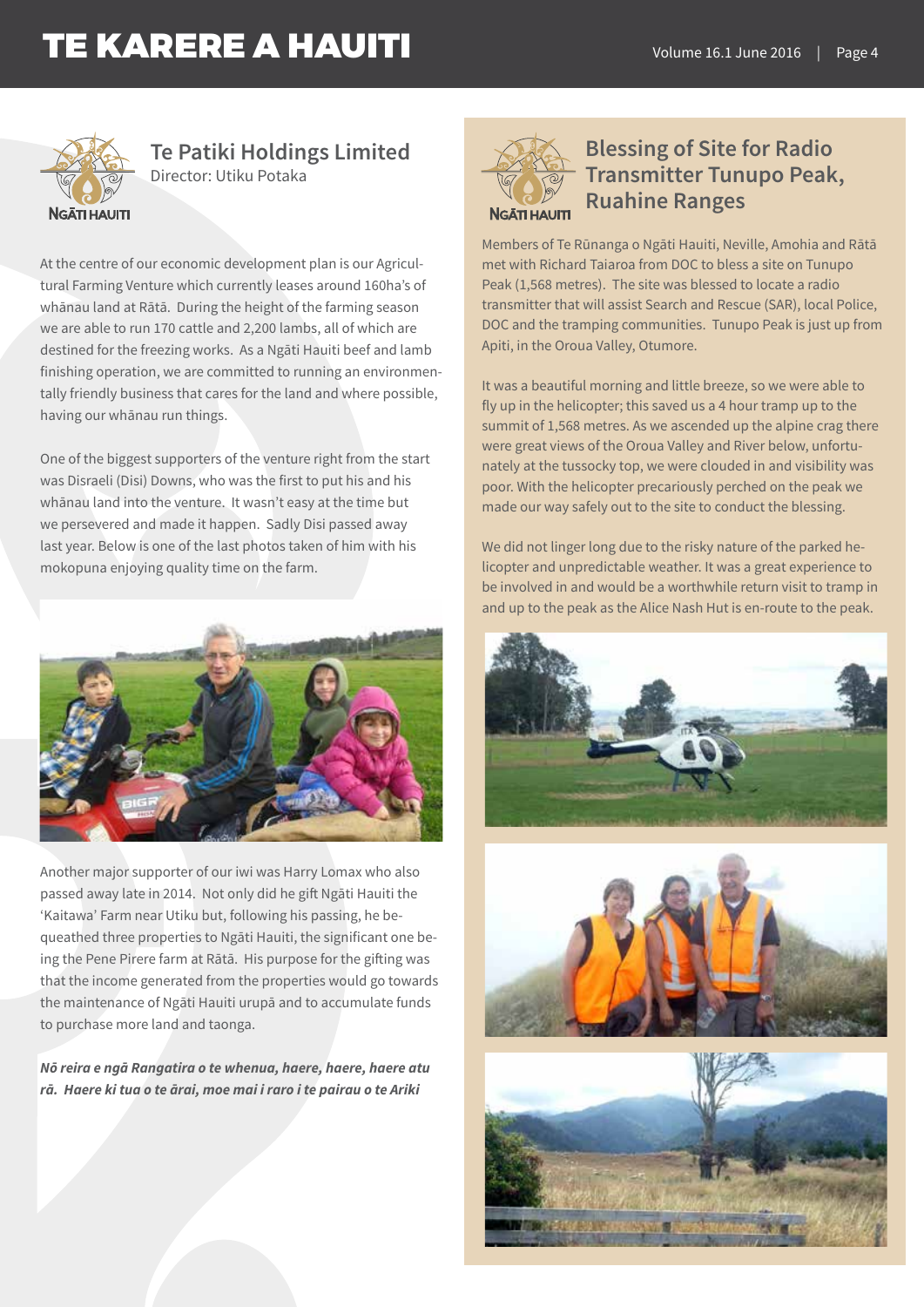## Te Patiki Holdings Limited

Director: Utiku Potaka

At the centre of our economic development plan is our Agricultural Farming Venture which currently leases around 160ha's of whānau land at Rātā. During the height of the farming season we are able to run 170 cattle and 2,200 lambs, all of which are destined for the freezing works. As a Ngāti Hauiti beef and lamb finishing operation, we are committed to running an environmentally friendly business that cares for the land and where possible, having our whānau run things.

One of the biggest supporters of the venture right from the start was Disraeli (Disi) Downs, who was the first to put his and his whānau land into the venture. It wasn't easy at the time but we persevered and made it happen. Sadly Disi passed away last year. Below is one of the last photos taken of him with his mokopuna enjoying quality time on the farm.

Another major supporter of our iwi was Harry Lomax who also passed away late in 2014. Not only did he gift Ngāti Hauiti the 'Kaitawa' Farm near Utiku but, following his passing, he bequeathed three properties to Ngāti Hauiti, the significant one being the Pene Pirere farm at Rātā. His purpose for the gifting was that the income generated from the properties would go towards the maintenance of Ngāti Hauiti urupā and to accumulate funds to purchase more land and taonga.

***Nō reira e ngā Rangatira o te whenua, haere, haere, haere atu rā. Haere ki tua o te ārai, moe mai i raro i te pairau o te Ariki***

## Blessing of Site for Radio Transmitter Tunupo Peak, Ruahine Ranges

Members of Te Rūnanga o Ngāti Hauiti, Neville, Amohia and Rātā met with Richard Taiaroa from DOC to bless a site on Tunupo Peak (1,568 metres). The site was blessed to locate a radio transmitter that will assist Search and Rescue (SAR), local Police, DOC and the tramping communities. Tunupo Peak is just up from Apiti, in the Oroua Valley, Otumore.

It was a beautiful morning and little breeze, so we were able to fly up in the helicopter; this saved us a 4 hour tramp up to the summit of 1,568 metres. As we ascended up the alpine crag there were great views of the Oroua Valley and River below, unfortunately at the tussocky top, we were clouded in and visibility was poor. With the helicopter precariously perched on the peak we made our way safely out to the site to conduct the blessing.

We did not linger long due to the risky nature of the parked helicopter and unpredictable weather. It was a great experience to be involved in and would be a worthwhile return visit to tramp in and up to the peak as the Alice Nash Hut is en-route to the peak.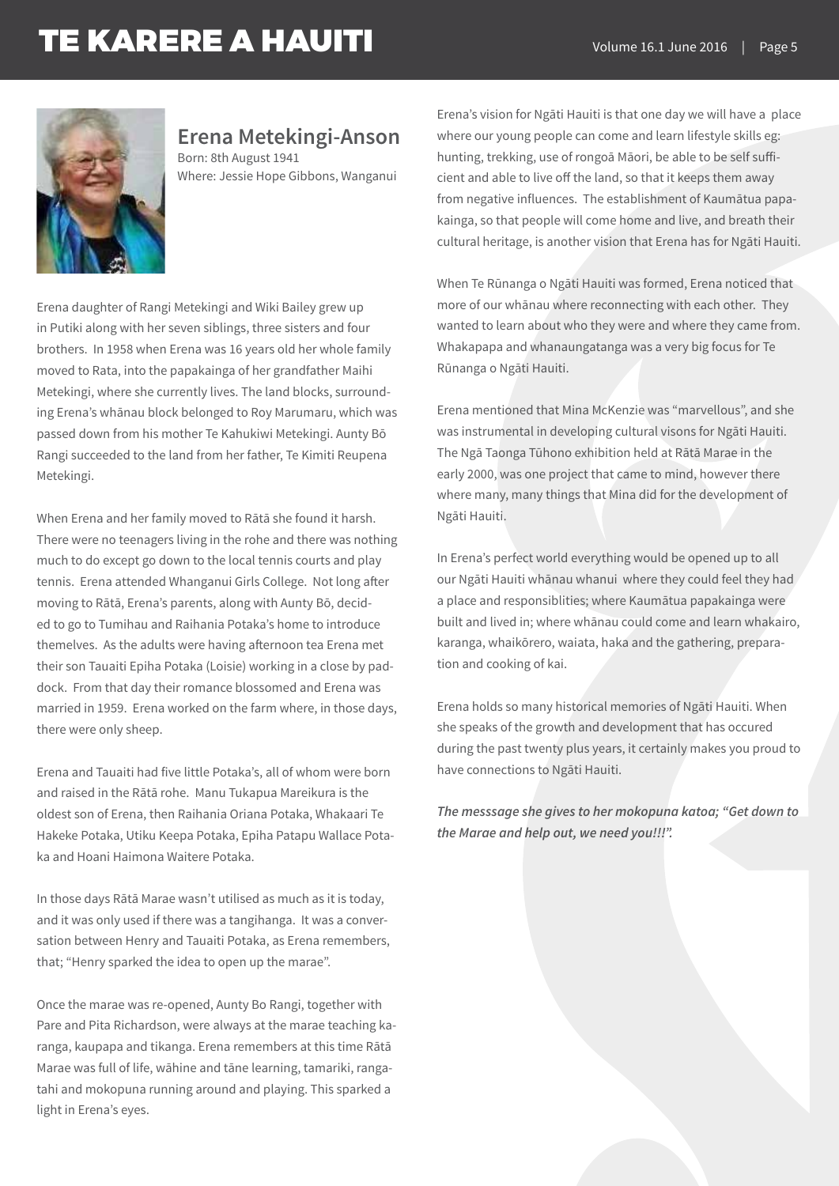## Erena Metekingi-Anson

Born: 8th August 1941
Where: Jessie Hope Gibbons, Wanganui

Erena daughter of Rangi Metekingi and Wiki Bailey grew up in Putiki along with her seven siblings, three sisters and four brothers. In 1958 when Erena was 16 years old her whole family moved to Rata, into the papakainga of her grandfather Maihi Metekingi, where she currently lives. The land blocks, surrounding Erena's whānau block belonged to Roy Marumaru, which was passed down from his mother Te Kahukiwi Metekingi. Aunty Bō Rangi succeeded to the land from her father, Te Kimiti Reupena Metekingi.

When Erena and her family moved to Rātā she found it harsh. There were no teenagers living in the rohe and there was nothing much to do except go down to the local tennis courts and play tennis. Erena attended Whanganui Girls College. Not long after moving to Rātā, Erena's parents, along with Aunty Bō, decided to go to Tumihau and Raihania Potaka's home to introduce themelves. As the adults were having afternoon tea Erena met their son Tauaiti Epiha Potaka (Loisie) working in a close by paddock. From that day their romance blossomed and Erena was married in 1959. Erena worked on the farm where, in those days, there were only sheep.

Erena and Tauaiti had five little Potaka's, all of whom were born and raised in the Rātā rohe. Manu Tukapua Mareikura is the oldest son of Erena, then Raihania Oriana Potaka, Whakaari Te Hakeke Potaka, Utiku Keepa Potaka, Epiha Patapu Wallace Potaka and Hoani Haimona Waitere Potaka.

In those days Rātā Marae wasn't utilised as much as it is today, and it was only used if there was a tangihanga. It was a conversation between Henry and Tauaiti Potaka, as Erena remembers, that; "Henry sparked the idea to open up the marae".

Once the marae was re-opened, Aunty Bo Rangi, together with Pare and Pita Richardson, were always at the marae teaching karanga, kaupapa and tikanga. Erena remembers at this time Rātā Marae was full of life, wāhine and tāne learning, tamariki, rangatahi and mokopuna running around and playing. This sparked a light in Erena's eyes.

Erena's vision for Ngāti Hauiti is that one day we will have a place where our young people can come and learn lifestyle skills eg: hunting, trekking, use of rongoā Māori, be able to be self sufficient and able to live off the land, so that it keeps them away from negative influences. The establishment of Kaumātua papakainga, so that people will come home and live, and breath their cultural heritage, is another vision that Erena has for Ngāti Hauiti.

When Te Rūnanga o Ngāti Hauiti was formed, Erena noticed that more of our whānau where reconnecting with each other. They wanted to learn about who they were and where they came from. Whakapapa and whanaungatanga was a very big focus for Te Rūnanga o Ngāti Hauiti.

Erena mentioned that Mina McKenzie was "marvellous", and she was instrumental in developing cultural visons for Ngāti Hauiti. The Ngā Taonga Tūhono exhibition held at Rātā Marae in the early 2000, was one project that came to mind, however there where many, many things that Mina did for the development of Ngāti Hauiti.

In Erena's perfect world everything would be opened up to all our Ngāti Hauiti whānau whanui where they could feel they had a place and responsiblities; where Kaumātua papakainga were built and lived in; where whānau could come and learn whakairo, karanga, whaikōrero, waiata, haka and the gathering, preparation and cooking of kai.

Erena holds so many historical memories of Ngāti Hauiti. When she speaks of the growth and development that has occured during the past twenty plus years, it certainly makes you proud to have connections to Ngāti Hauiti.

***The messsage she gives to her mokopuna katoa; "Get down to the Marae and help out, we need you!!!".***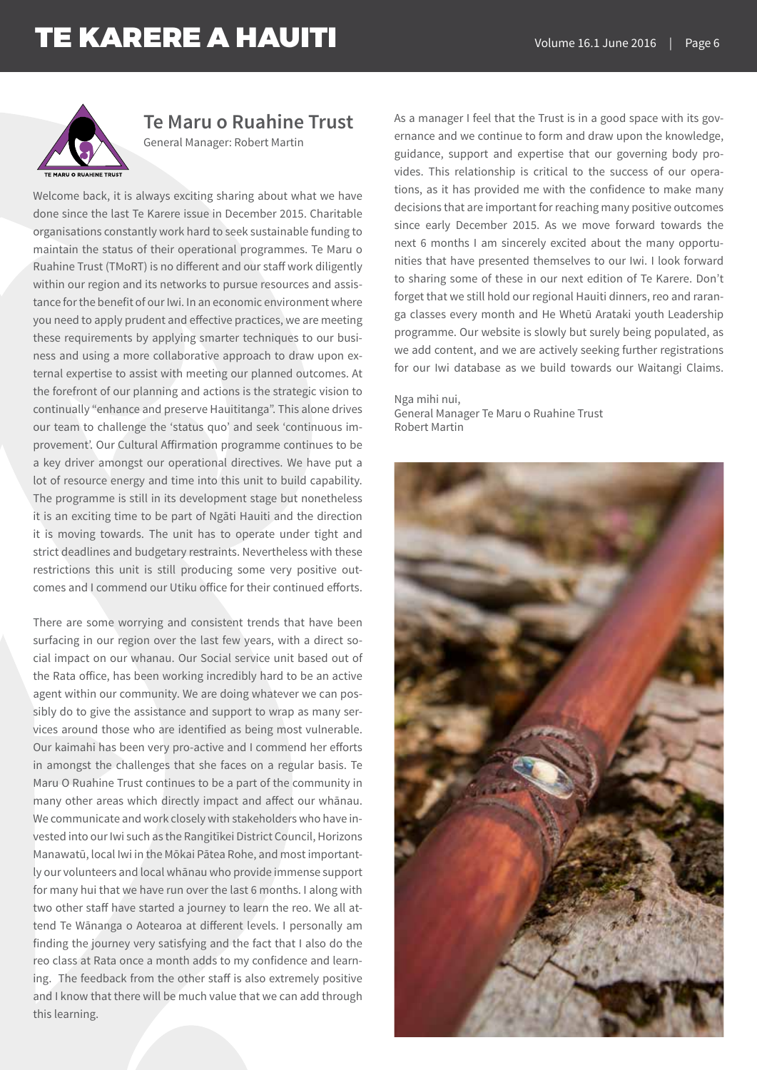## Te Maru o Ruahine Trust

General Manager: Robert Martin

Welcome back, it is always exciting sharing about what we have done since the last Te Karere issue in December 2015. Charitable organisations constantly work hard to seek sustainable funding to maintain the status of their operational programmes. Te Maru o Ruahine Trust (TMoRT) is no different and our staff work diligently within our region and its networks to pursue resources and assistance for the benefit of our Iwi. In an economic environment where you need to apply prudent and effective practices, we are meeting these requirements by applying smarter techniques to our business and using a more collaborative approach to draw upon external expertise to assist with meeting our planned outcomes. At the forefront of our planning and actions is the strategic vision to continually "enhance and preserve Hauititanga". This alone drives our team to challenge the 'status quo' and seek 'continuous improvement'. Our Cultural Affirmation programme continues to be a key driver amongst our operational directives. We have put a lot of resource energy and time into this unit to build capability. The programme is still in its development stage but nonetheless it is an exciting time to be part of Ngāti Hauiti and the direction it is moving towards. The unit has to operate under tight and strict deadlines and budgetary restraints. Nevertheless with these restrictions this unit is still producing some very positive outcomes and I commend our Utiku office for their continued efforts.

There are some worrying and consistent trends that have been surfacing in our region over the last few years, with a direct social impact on our whanau. Our Social service unit based out of the Rata office, has been working incredibly hard to be an active agent within our community. We are doing whatever we can possibly do to give the assistance and support to wrap as many services around those who are identified as being most vulnerable. Our kaimahi has been very pro-active and I commend her efforts in amongst the challenges that she faces on a regular basis. Te Maru O Ruahine Trust continues to be a part of the community in many other areas which directly impact and affect our whānau. We communicate and work closely with stakeholders who have invested into our Iwi such as the Rangitīkei District Council, Horizons Manawatū, local Iwi in the Mōkai Pātea Rohe, and most importantly our volunteers and local whānau who provide immense support for many hui that we have run over the last 6 months. I along with two other staff have started a journey to learn the reo. We all attend Te Wānanga o Aotearoa at different levels. I personally am finding the journey very satisfying and the fact that I also do the reo class at Rata once a month adds to my confidence and learning. The feedback from the other staff is also extremely positive and I know that there will be much value that we can add through this learning.

As a manager I feel that the Trust is in a good space with its governance and we continue to form and draw upon the knowledge, guidance, support and expertise that our governing body provides. This relationship is critical to the success of our operations, as it has provided me with the confidence to make many decisions that are important for reaching many positive outcomes since early December 2015. As we move forward towards the next 6 months I am sincerely excited about the many opportunities that have presented themselves to our Iwi. I look forward to sharing some of these in our next edition of Te Karere. Don't forget that we still hold our regional Hauiti dinners, reo and raranga classes every month and He Whetū Arataki youth Leadership programme. Our website is slowly but surely being populated, as we add content, and we are actively seeking further registrations for our Iwi database as we build towards our Waitangi Claims.

Nga mihi nui,
General Manager Te Maru o Ruahine Trust
Robert Martin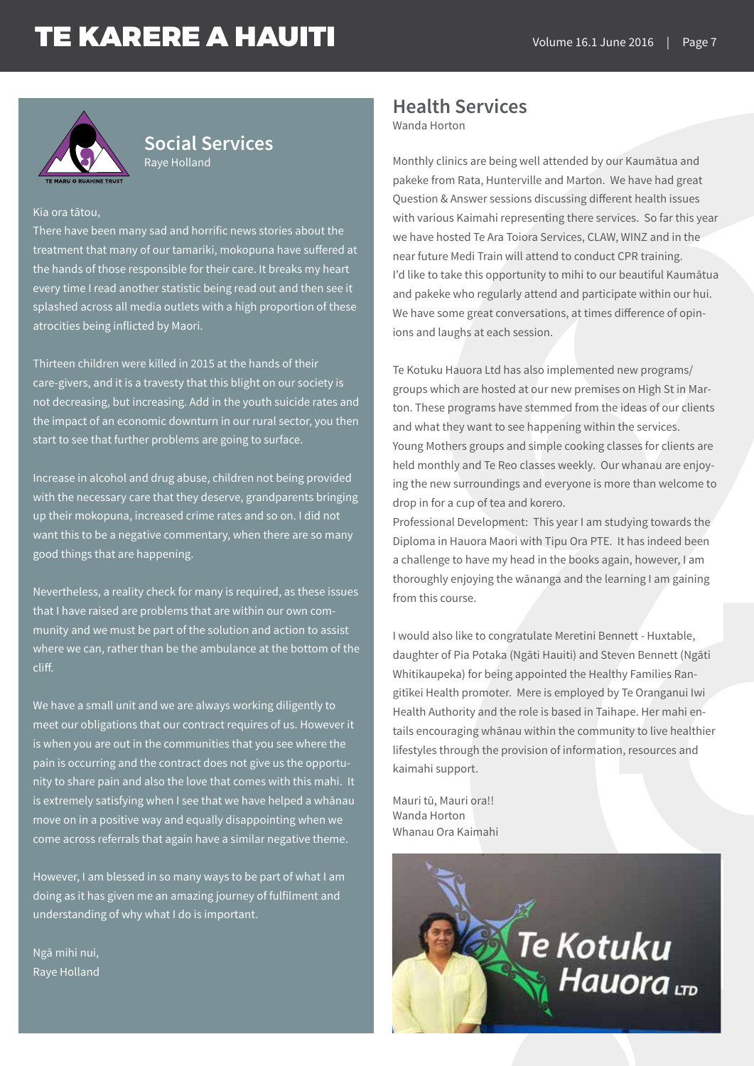## Social Services

Raye Holland

Kia ora tātou,

There have been many sad and horrific news stories about the treatment that many of our tamariki, mokopuna have suffered at the hands of those responsible for their care. It breaks my heart every time I read another statistic being read out and then see it splashed across all media outlets with a high proportion of these atrocities being inflicted by Maori.

Thirteen children were killed in 2015 at the hands of their care-givers, and it is a travesty that this blight on our society is not decreasing, but increasing. Add in the youth suicide rates and the impact of an economic downturn in our rural sector, you then start to see that further problems are going to surface.

Increase in alcohol and drug abuse, children not being provided with the necessary care that they deserve, grandparents bringing up their mokopuna, increased crime rates and so on. I did not want this to be a negative commentary, when there are so many good things that are happening.

Nevertheless, a reality check for many is required, as these issues that I have raised are problems that are within our own community and we must be part of the solution and action to assist where we can, rather than be the ambulance at the bottom of the cliff.

We have a small unit and we are always working diligently to meet our obligations that our contract requires of us. However it is when you are out in the communities that you see where the pain is occurring and the contract does not give us the opportunity to share pain and also the love that comes with this mahi. It is extremely satisfying when I see that we have helped a whānau move on in a positive way and equally disappointing when we come across referrals that again have a similar negative theme.

However, I am blessed in so many ways to be part of what I am doing as it has given me an amazing journey of fulfilment and understanding of why what I do is important.

Ngā mihi nui,
Raye Holland

## Health Services

Wanda Horton

Monthly clinics are being well attended by our Kaumātua and pakeke from Rata, Hunterville and Marton. We have had great Question & Answer sessions discussing different health issues with various Kaimahi representing there services. So far this year we have hosted Te Ara Toiora Services, CLAW, WINZ and in the near future Medi Train will attend to conduct CPR training. I'd like to take this opportunity to mihi to our beautiful Kaumātua and pakeke who regularly attend and participate within our hui. We have some great conversations, at times difference of opinions and laughs at each session.

Te Kotuku Hauora Ltd has also implemented new programs/groups which are hosted at our new premises on High St in Marton. These programs have stemmed from the ideas of our clients and what they want to see happening within the services. Young Mothers groups and simple cooking classes for clients are held monthly and Te Reo classes weekly. Our whanau are enjoying the new surroundings and everyone is more than welcome to drop in for a cup of tea and korero.
Professional Development: This year I am studying towards the Diploma in Hauora Maori with Tipu Ora PTE. It has indeed been a challenge to have my head in the books again, however, I am thoroughly enjoying the wānanga and the learning I am gaining from this course.

I would also like to congratulate Meretini Bennett - Huxtable, daughter of Pia Potaka (Ngāti Hauiti) and Steven Bennett (Ngāti Whitikaupeka) for being appointed the Healthy Families Rangitīkei Health promoter. Mere is employed by Te Oranganui Iwi Health Authority and the role is based in Taihape. Her mahi entails encouraging whānau within the community to live healthier lifestyles through the provision of information, resources and kaimahi support.

Mauri tū, Mauri ora!!
Wanda Horton
Whanau Ora Kaimahi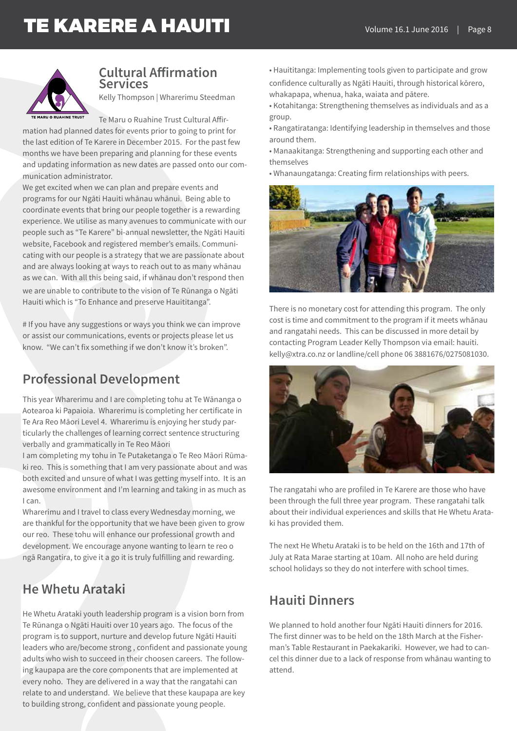## Cultural Affirmation Services

Kelly Thompson | Wharerimu Steedman

Te Maru o Ruahine Trust Cultural Affirmation had planned dates for events prior to going to print for the last edition of Te Karere in December 2015. For the past few months we have been preparing and planning for these events and updating information as new dates are passed onto our communication administrator.

We get excited when we can plan and prepare events and programs for our Ngāti Hauiti whānau whānui. Being able to coordinate events that bring our people together is a rewarding experience. We utilise as many avenues to communicate with our people such as "Te Karere" bi-annual newsletter, the Ngāti Hauiti website, Facebook and registered member's emails. Communicating with our people is a strategy that we are passionate about and are always looking at ways to reach out to as many whānau as we can. With all this being said, if whānau don't respond then we are unable to contribute to the vision of Te Rūnanga o Ngāti Hauiti which is "To Enhance and preserve Hauititanga".

# If you have any suggestions or ways you think we can improve or assist our communications, events or projects please let us know. "We can't fix something if we don't know it's broken".

## Professional Development

This year Wharerimu and I are completing tohu at Te Wānanga o Aotearoa ki Papaioia. Wharerimu is completing her certificate in Te Ara Reo Māori Level 4. Wharerimu is enjoying her study particularly the challenges of learning correct sentence structuring verbally and grammatically in Te Reo Māori

I am completing my tohu in Te Putaketanga o Te Reo Māori Rūmaki reo. This is something that I am very passionate about and was both excited and unsure of what I was getting myself into. It is an awesome environment and I'm learning and taking in as much as I can.

Wharerimu and I travel to class every Wednesday morning, we are thankful for the opportunity that we have been given to grow our reo. These tohu will enhance our professional growth and development. We encourage anyone wanting to learn te reo o ngā Rangatira, to give it a go it is truly fulfilling and rewarding.

## He Whetu Arataki

He Whetu Arataki youth leadership program is a vision born from Te Rūnanga o Ngāti Hauiti over 10 years ago. The focus of the program is to support, nurture and develop future Ngāti Hauiti leaders who are/become strong , confident and passionate young adults who wish to succeed in their choosen careers. The following kaupapa are the core components that are implemented at every noho. They are delivered in a way that the rangatahi can relate to and understand. We believe that these kaupapa are key to building strong, confident and passionate young people.

- Hauititanga: Implementing tools given to participate and grow confidence culturally as Ngāti Hauiti, through historical kōrero, whakapapa, whenua, haka, waiata and pātere.
- Kotahitanga: Strengthening themselves as individuals and as a group.
- Rangatiratanga: Identifying leadership in themselves and those around them.
- Manaakitanga: Strengthening and supporting each other and themselves
- Whanaungatanga: Creating firm relationships with peers.

There is no monetary cost for attending this program. The only cost is time and commitment to the program if it meets whānau and rangatahi needs. This can be discussed in more detail by contacting Program Leader Kelly Thompson via email: hauiti.kelly@xtra.co.nz or landline/cell phone 06 3881676/0275081030.

The rangatahi who are profiled in Te Karere are those who have been through the full three year program. These rangatahi talk about their individual experiences and skills that He Whetu Arataki has provided them.

The next He Whetu Arataki is to be held on the 16th and 17th of July at Rata Marae starting at 10am. All noho are held during school holidays so they do not interfere with school times.

## Hauiti Dinners

We planned to hold another four Ngāti Hauiti dinners for 2016. The first dinner was to be held on the 18th March at the Fisherman's Table Restaurant in Paekakariki. However, we had to cancel this dinner due to a lack of response from whānau wanting to attend.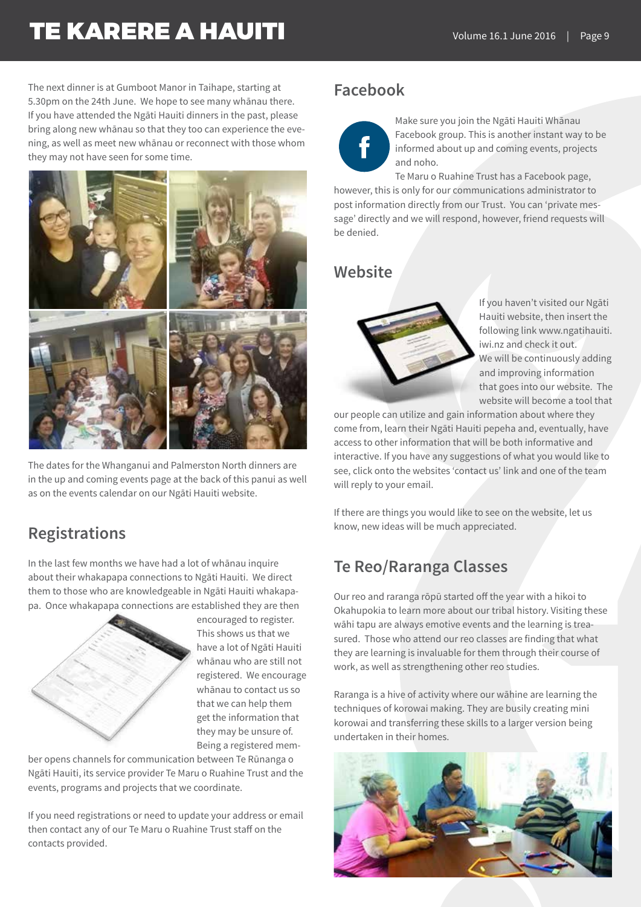The next dinner is at Gumboot Manor in Taihape, starting at 5.30pm on the 24th June. We hope to see many whānau there. If you have attended the Ngāti Hauiti dinners in the past, please bring along new whānau so that they too can experience the evening, as well as meet new whānau or reconnect with those whom they may not have seen for some time.

The dates for the Whanganui and Palmerston North dinners are in the up and coming events page at the back of this panui as well as on the events calendar on our Ngāti Hauiti website.

## Registrations

In the last few months we have had a lot of whānau inquire about their whakapapa connections to Ngāti Hauiti. We direct them to those who are knowledgeable in Ngāti Hauiti whakapapa. Once whakapapa connections are established they are then encouraged to register. This shows us that we have a lot of Ngāti Hauiti whānau who are still not registered. We encourage whānau to contact us so that we can help them get the information that they may be unsure of. Being a registered member opens channels for communication between Te Rūnanga o Ngāti Hauiti, its service provider Te Maru o Ruahine Trust and the events, programs and projects that we coordinate.

If you need registrations or need to update your address or email then contact any of our Te Maru o Ruahine Trust staff on the contacts provided.

## Facebook

Make sure you join the Ngāti Hauiti Whānau Facebook group. This is another instant way to be informed about up and coming events, projects and noho.

Te Maru o Ruahine Trust has a Facebook page, however, this is only for our communications administrator to post information directly from our Trust. You can 'private message' directly and we will respond, however, friend requests will be denied.

## Website

If you haven't visited our Ngāti Hauiti website, then insert the following link www.ngatihauiti.iwi.nz and check it out.

We will be continuously adding and improving information that goes into our website. The website will become a tool that our people can utilize and gain information about where they come from, learn their Ngāti Hauiti pepeha and, eventually, have access to other information that will be both informative and interactive. If you have any suggestions of what you would like to see, click onto the websites 'contact us' link and one of the team will reply to your email.

If there are things you would like to see on the website, let us know, new ideas will be much appreciated.

## Te Reo/Raranga Classes

Our reo and raranga rōpū started off the year with a hikoi to Okahupokia to learn more about our tribal history. Visiting these wāhi tapu are always emotive events and the learning is treasured. Those who attend our reo classes are finding that what they are learning is invaluable for them through their course of work, as well as strengthening other reo studies.

Raranga is a hive of activity where our wāhine are learning the techniques of korowai making. They are busily creating mini korowai and transferring these skills to a larger version being undertaken in their homes.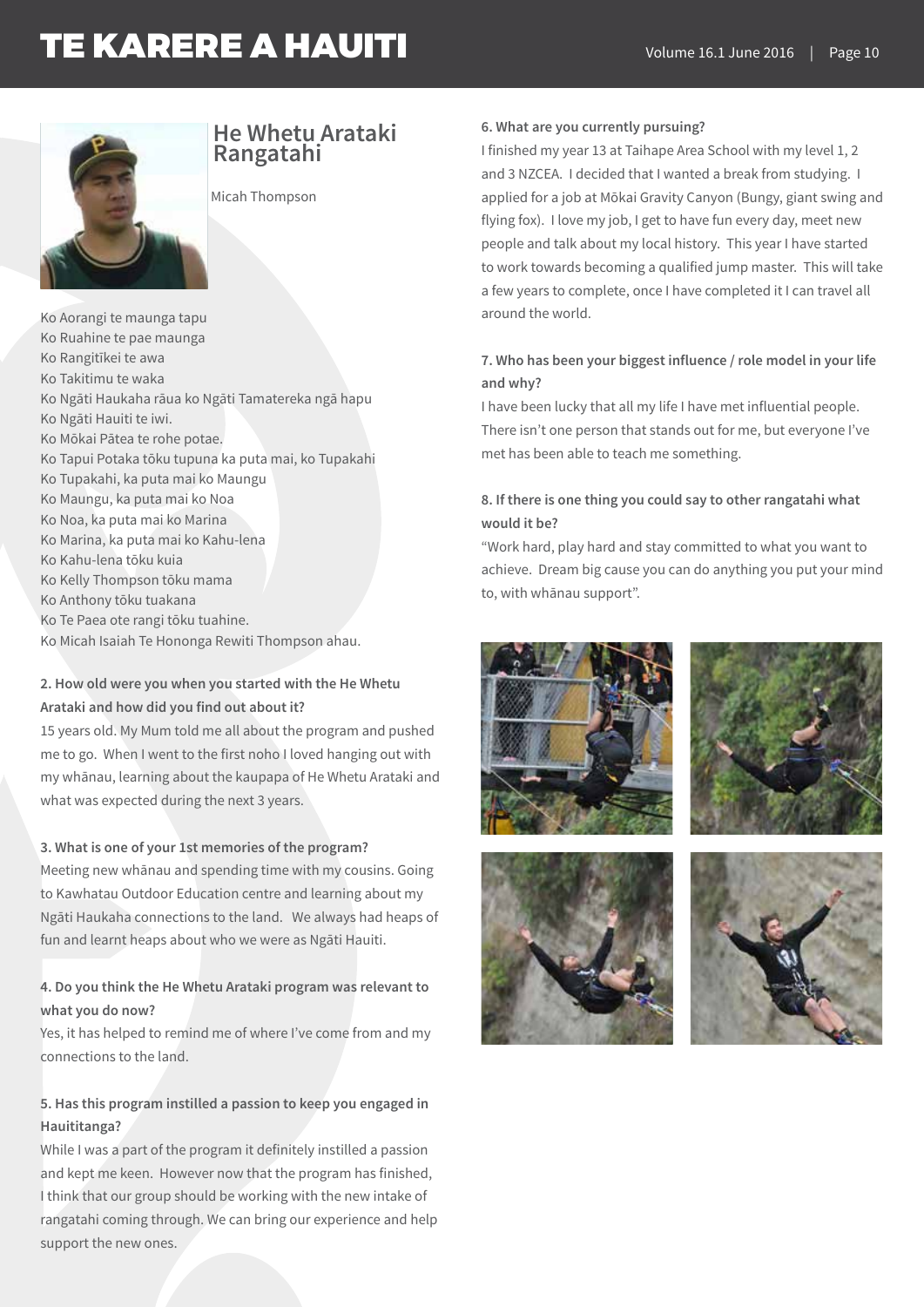## He Whetu Arataki Rangatahi

Micah Thompson

Ko Aorangi te maunga tapu
Ko Ruahine te pae maunga
Ko Rangitīkei te awa
Ko Takitimu te waka
Ko Ngāti Haukaha rāua ko Ngāti Tamatereka ngā hapu
Ko Ngāti Hauiti te iwi.
Ko Mōkai Pātea te rohe potae.
Ko Tapui Potaka tōku tupuna ka puta mai, ko Tupakahi
Ko Tupakahi, ka puta mai ko Maungu
Ko Maungu, ka puta mai ko Noa
Ko Noa, ka puta mai ko Marina
Ko Marina, ka puta mai ko Kahu-lena
Ko Kahu-lena tōku kuia
Ko Kelly Thompson tōku mama
Ko Anthony tōku tuakana
Ko Te Paea ote rangi tōku tuahine.
Ko Micah Isaiah Te Hononga Rewiti Thompson ahau.

**2. How old were you when you started with the He Whetu Arataki and how did you find out about it?**

15 years old. My Mum told me all about the program and pushed me to go. When I went to the first noho I loved hanging out with my whānau, learning about the kaupapa of He Whetu Arataki and what was expected during the next 3 years.

**3. What is one of your 1st memories of the program?**

Meeting new whānau and spending time with my cousins. Going to Kawhatau Outdoor Education centre and learning about my Ngāti Haukaha connections to the land. We always had heaps of fun and learnt heaps about who we were as Ngāti Hauiti.

**4. Do you think the He Whetu Arataki program was relevant to what you do now?**

Yes, it has helped to remind me of where I've come from and my connections to the land.

**5. Has this program instilled a passion to keep you engaged in Hauititanga?**

While I was a part of the program it definitely instilled a passion and kept me keen. However now that the program has finished, I think that our group should be working with the new intake of rangatahi coming through. We can bring our experience and help support the new ones.

**6. What are you currently pursuing?**

I finished my year 13 at Taihape Area School with my level 1, 2 and 3 NZCEA. I decided that I wanted a break from studying. I applied for a job at Mōkai Gravity Canyon (Bungy, giant swing and flying fox). I love my job, I get to have fun every day, meet new people and talk about my local history. This year I have started to work towards becoming a qualified jump master. This will take a few years to complete, once I have completed it I can travel all around the world.

**7. Who has been your biggest influence / role model in your life and why?**

I have been lucky that all my life I have met influential people. There isn't one person that stands out for me, but everyone I've met has been able to teach me something.

**8. If there is one thing you could say to other rangatahi what would it be?**

"Work hard, play hard and stay committed to what you want to achieve. Dream big cause you can do anything you put your mind to, with whānau support".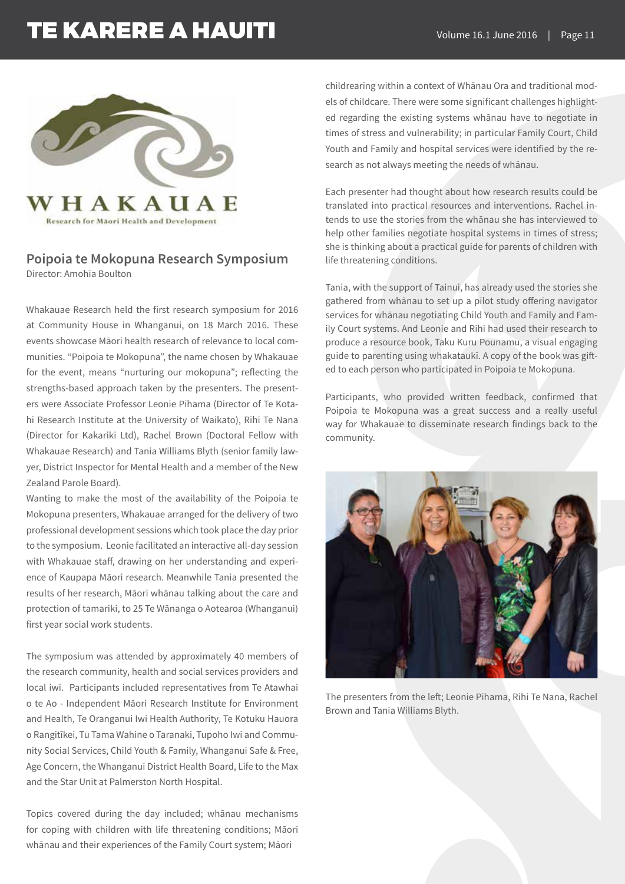## Poipoia te Mokopuna Research Symposium

Director: Amohia Boulton

Whakauae Research held the first research symposium for 2016 at Community House in Whanganui, on 18 March 2016. These events showcase Māori health research of relevance to local communities. "Poipoia te Mokopuna", the name chosen by Whakauae for the event, means "nurturing our mokopuna"; reflecting the strengths-based approach taken by the presenters. The presenters were Associate Professor Leonie Pihama (Director of Te Kotahi Research Institute at the University of Waikato), Rihi Te Nana (Director for Kakariki Ltd), Rachel Brown (Doctoral Fellow with Whakauae Research) and Tania Williams Blyth (senior family lawyer, District Inspector for Mental Health and a member of the New Zealand Parole Board).

Wanting to make the most of the availability of the Poipoia te Mokopuna presenters, Whakauae arranged for the delivery of two professional development sessions which took place the day prior to the symposium. Leonie facilitated an interactive all-day session with Whakauae staff, drawing on her understanding and experience of Kaupapa Māori research. Meanwhile Tania presented the results of her research, Māori whānau talking about the care and protection of tamariki, to 25 Te Wānanga o Aotearoa (Whanganui) first year social work students.

The symposium was attended by approximately 40 members of the research community, health and social services providers and local iwi. Participants included representatives from Te Atawhai o te Ao - Independent Māori Research Institute for Environment and Health, Te Oranganui Iwi Health Authority, Te Kotuku Hauora o Rangitīkei, Tu Tama Wahine o Taranaki, Tupoho Iwi and Community Social Services, Child Youth & Family, Whanganui Safe & Free, Age Concern, the Whanganui District Health Board, Life to the Max and the Star Unit at Palmerston North Hospital.

Topics covered during the day included; whānau mechanisms for coping with children with life threatening conditions; Māori whānau and their experiences of the Family Court system; Māori childrearing within a context of Whānau Ora and traditional models of childcare. There were some significant challenges highlighted regarding the existing systems whānau have to negotiate in times of stress and vulnerability; in particular Family Court, Child Youth and Family and hospital services were identified by the research as not always meeting the needs of whānau.

Each presenter had thought about how research results could be translated into practical resources and interventions. Rachel intends to use the stories from the whānau she has interviewed to help other families negotiate hospital systems in times of stress; she is thinking about a practical guide for parents of children with life threatening conditions.

Tania, with the support of Tainui, has already used the stories she gathered from whānau to set up a pilot study offering navigator services for whānau negotiating Child Youth and Family and Family Court systems. And Leonie and Rihi had used their research to produce a resource book, Taku Kuru Pounamu, a visual engaging guide to parenting using whakataukī. A copy of the book was gifted to each person who participated in Poipoia te Mokopuna.

Participants, who provided written feedback, confirmed that Poipoia te Mokopuna was a great success and a really useful way for Whakauae to disseminate research findings back to the community.

The presenters from the left; Leonie Pihama, Rihi Te Nana, Rachel Brown and Tania Williams Blyth.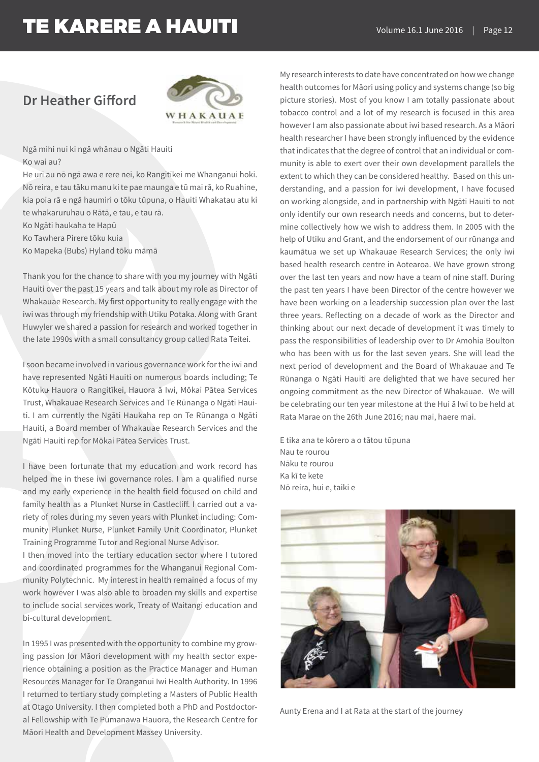## Dr Heather Gifford

Ngā mihi nui ki ngā whānau o Ngāti Hauiti
Ko wai au?
He uri au nō ngā awa e rere nei, ko Rangitīkei me Whanganui hoki. Nō reira, e tau tāku manu ki te pae maunga e tū mai rā, ko Ruahine, kia poia rā e ngā haumiri o tōku tūpuna, o Hauiti Whakatau atu ki te whakaruruhau o Rātā, e tau, e tau rā.
Ko Ngāti haukaha te Hapū
Ko Tawhera Pirere tōku kuia
Ko Mapeka (Bubs) Hyland tōku māmā

Thank you for the chance to share with you my journey with Ngāti Hauiti over the past 15 years and talk about my role as Director of Whakauae Research. My first opportunity to really engage with the iwi was through my friendship with Utiku Potaka. Along with Grant Huwyler we shared a passion for research and worked together in the late 1990s with a small consultancy group called Rata Teitei.

I soon became involved in various governance work for the iwi and have represented Ngāti Hauiti on numerous boards including; Te Kōtuku Hauora o Rangitīkei, Hauora ā Iwi, Mōkai Pātea Services Trust, Whakauae Research Services and Te Rūnanga o Ngāti Hauiti. I am currently the Ngāti Haukaha rep on Te Rūnanga o Ngāti Hauiti, a Board member of Whakauae Research Services and the Ngāti Hauiti rep for Mōkai Pātea Services Trust.

I have been fortunate that my education and work record has helped me in these iwi governance roles. I am a qualified nurse and my early experience in the health field focused on child and family health as a Plunket Nurse in Castlecliff. I carried out a variety of roles during my seven years with Plunket including: Community Plunket Nurse, Plunket Family Unit Coordinator, Plunket Training Programme Tutor and Regional Nurse Advisor.
I then moved into the tertiary education sector where I tutored and coordinated programmes for the Whanganui Regional Community Polytechnic. My interest in health remained a focus of my work however I was also able to broaden my skills and expertise to include social services work, Treaty of Waitangi education and bi-cultural development.

In 1995 I was presented with the opportunity to combine my growing passion for Māori development with my health sector experience obtaining a position as the Practice Manager and Human Resources Manager for Te Oranganui Iwi Health Authority. In 1996 I returned to tertiary study completing a Masters of Public Health at Otago University. I then completed both a PhD and Postdoctoral Fellowship with Te Pūmanawa Hauora, the Research Centre for Māori Health and Development Massey University.

My research interests to date have concentrated on how we change health outcomes for Māori using policy and systems change (so big picture stories). Most of you know I am totally passionate about tobacco control and a lot of my research is focused in this area however I am also passionate about iwi based research. As a Māori health researcher I have been strongly influenced by the evidence that indicates that the degree of control that an individual or community is able to exert over their own development parallels the extent to which they can be considered healthy. Based on this understanding, and a passion for iwi development, I have focused on working alongside, and in partnership with Ngāti Hauiti to not only identify our own research needs and concerns, but to determine collectively how we wish to address them. In 2005 with the help of Utiku and Grant, and the endorsement of our rūnanga and kaumātua we set up Whakauae Research Services; the only iwi based health research centre in Aotearoa. We have grown strong over the last ten years and now have a team of nine staff. During the past ten years I have been Director of the centre however we have been working on a leadership succession plan over the last three years. Reflecting on a decade of work as the Director and thinking about our next decade of development it was timely to pass the responsibilities of leadership over to Dr Amohia Boulton who has been with us for the last seven years. She will lead the next period of development and the Board of Whakauae and Te Rūnanga o Ngāti Hauiti are delighted that we have secured her ongoing commitment as the new Director of Whakauae. We will be celebrating our ten year milestone at the Hui ā Iwi to be held at Rata Marae on the 26th June 2016; nau mai, haere mai.

E tika ana te kōrero a o tātou tūpuna
Nau te rourou
Nāku te rourou
Ka kī te kete
Nō reira, hui e, taiki e

Aunty Erena and I at Rata at the start of the journey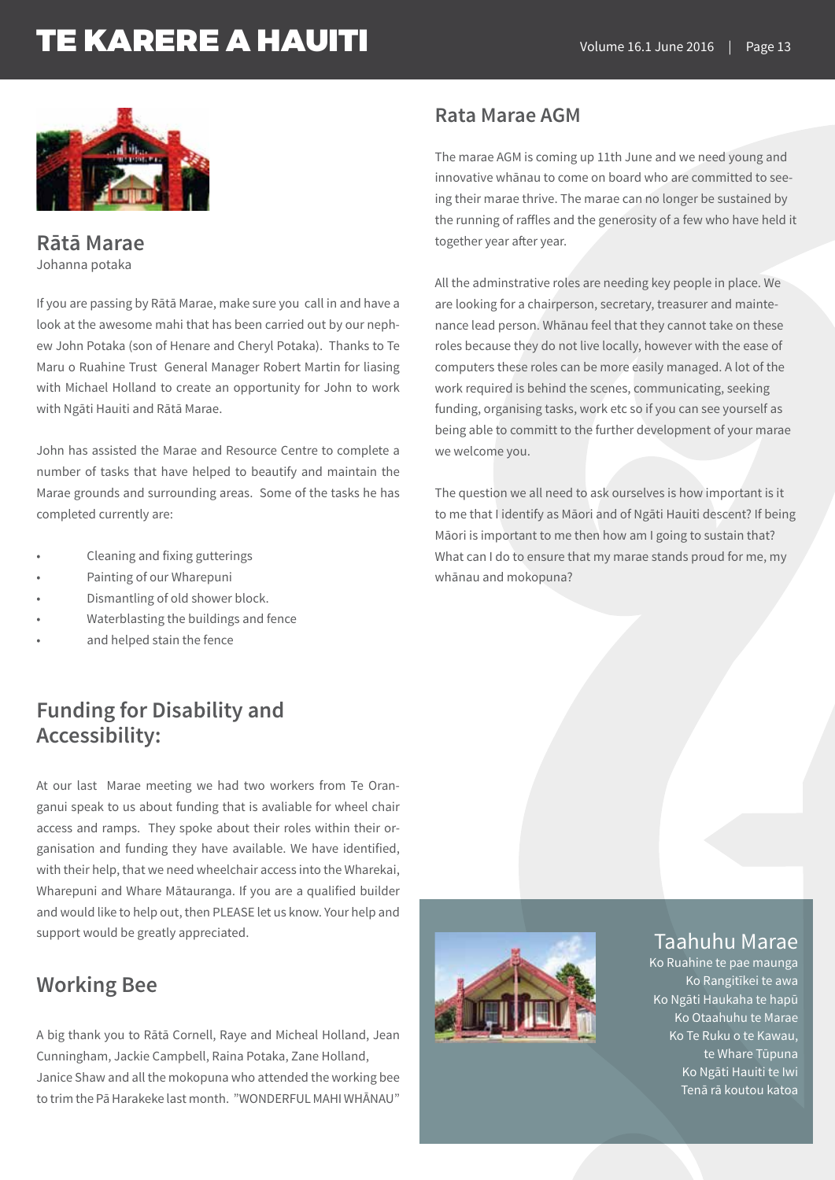## Rātā Marae

Johanna potaka

If you are passing by Rātā Marae, make sure you call in and have a look at the awesome mahi that has been carried out by our nephew John Potaka (son of Henare and Cheryl Potaka). Thanks to Te Maru o Ruahine Trust General Manager Robert Martin for liasing with Michael Holland to create an opportunity for John to work with Ngāti Hauiti and Rātā Marae.

John has assisted the Marae and Resource Centre to complete a number of tasks that have helped to beautify and maintain the Marae grounds and surrounding areas. Some of the tasks he has completed currently are:

- Cleaning and fixing gutterings
- Painting of our Wharepuni
- Dismantling of old shower block.
- Waterblasting the buildings and fence
- and helped stain the fence

## Funding for Disability and Accessibility:

At our last Marae meeting we had two workers from Te Oranganui speak to us about funding that is avaliable for wheel chair access and ramps. They spoke about their roles within their organisation and funding they have available. We have identified, with their help, that we need wheelchair access into the Wharekai, Wharepuni and Whare Mātauranga. If you are a qualified builder and would like to help out, then PLEASE let us know. Your help and support would be greatly appreciated.

## Working Bee

A big thank you to Rātā Cornell, Raye and Micheal Holland, Jean Cunningham, Jackie Campbell, Raina Potaka, Zane Holland, Janice Shaw and all the mokopuna who attended the working bee to trim the Pā Harakeke last month. "WONDERFUL MAHI WHĀNAU"

## Rata Marae AGM

The marae AGM is coming up 11th June and we need young and innovative whānau to come on board who are committed to seeing their marae thrive. The marae can no longer be sustained by the running of raffles and the generosity of a few who have held it together year after year.

All the adminstrative roles are needing key people in place. We are looking for a chairperson, secretary, treasurer and maintenance lead person. Whānau feel that they cannot take on these roles because they do not live locally, however with the ease of computers these roles can be more easily managed. A lot of the work required is behind the scenes, communicating, seeking funding, organising tasks, work etc so if you can see yourself as being able to commit to the further development of your marae we welcome you.

The question we all need to ask ourselves is how important is it to me that I identify as Māori and of Ngāti Hauiti descent? If being Māori is important to me then how am I going to sustain that? What can I do to ensure that my marae stands proud for me, my whānau and mokopuna?

## Taahuhu Marae

Ko Ruahine te pae maunga
Ko Rangitīkei te awa
Ko Ngāti Haukaha te hapū
Ko Otaahuhu te Marae
Ko Te Ruku o te Kawau,
te Whare Tūpuna
Ko Ngāti Hauiti te Iwi
Tenā rā koutou katoa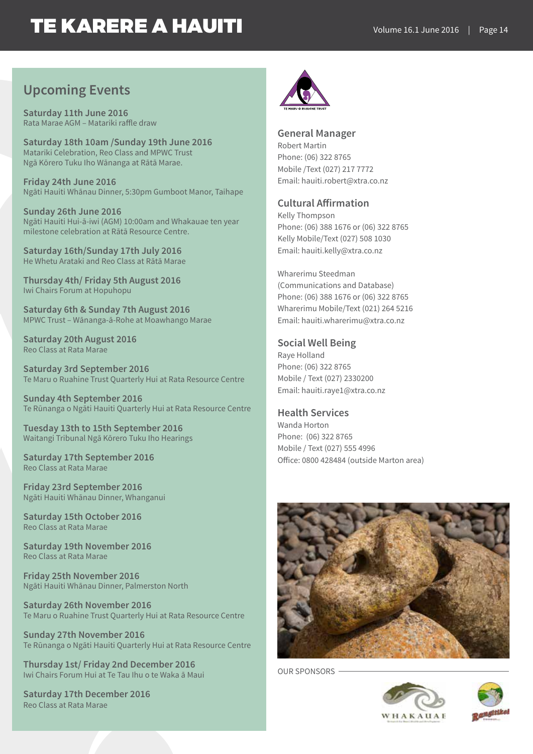## Upcoming Events

**Saturday 11th June 2016**
Rata Marae AGM – Matariki raffle draw

**Saturday 18th 10am /Sunday 19th June 2016**
Matariki Celebration, Reo Class and MPWC Trust
Ngā Kōrero Tuku Iho Wānanga at Rātā Marae.

**Friday 24th June 2016**
Ngāti Hauiti Whānau Dinner, 5:30pm Gumboot Manor, Taihape

**Sunday 26th June 2016**
Ngāti Hauiti Hui-ā-iwi (AGM) 10:00am and Whakauae ten year milestone celebration at Rātā Resource Centre.

**Saturday 16th/Sunday 17th July 2016**
He Whetu Arataki and Reo Class at Rātā Marae

**Thursday 4th/ Friday 5th August 2016**
Iwi Chairs Forum at Hopuhopu

**Saturday 6th & Sunday 7th August 2016**
MPWC Trust – Wānanga-ā-Rohe at Moawhango Marae

**Saturday 20th August 2016**
Reo Class at Rata Marae

**Saturday 3rd September 2016**
Te Maru o Ruahine Trust Quarterly Hui at Rata Resource Centre

**Sunday 4th September 2016**
Te Rūnanga o Ngāti Hauiti Quarterly Hui at Rata Resource Centre

**Tuesday 13th to 15th September 2016**
Waitangi Tribunal Ngā Kōrero Tuku Iho Hearings

**Saturday 17th September 2016**
Reo Class at Rata Marae

**Friday 23rd September 2016**
Ngāti Hauiti Whānau Dinner, Whanganui

**Saturday 15th October 2016**
Reo Class at Rata Marae

**Saturday 19th November 2016**
Reo Class at Rata Marae

**Friday 25th November 2016**
Ngāti Hauiti Whānau Dinner, Palmerston North

**Saturday 26th November 2016**
Te Maru o Ruahine Trust Quarterly Hui at Rata Resource Centre

**Sunday 27th November 2016**
Te Rūnanga o Ngāti Hauiti Quarterly Hui at Rata Resource Centre

**Thursday 1st/ Friday 2nd December 2016**
Iwi Chairs Forum Hui at Te Tau Ihu o te Waka ā Maui

**Saturday 17th December 2016**
Reo Class at Rata Marae

TE MARU O RUAHINE TRUST

### General Manager
Robert Martin
Phone: (06) 322 8765
Mobile /Text (027) 217 7772
Email: hauiti.robert@xtra.co.nz

### Cultural Affirmation
Kelly Thompson
Phone: (06) 388 1676 or (06) 322 8765
Kelly Mobile/Text (027) 508 1030
Email: hauiti.kelly@xtra.co.nz

Wharerimu Steedman
(Communications and Database)
Phone: (06) 388 1676 or (06) 322 8765
Wharerimu Mobile/Text (021) 264 5216
Email: hauiti.wharerimu@xtra.co.nz

### Social Well Being
Raye Holland
Phone: (06) 322 8765
Mobile / Text (027) 2330200
Email: hauiti.raye1@xtra.co.nz

### Health Services
Wanda Horton
Phone: (06) 322 8765
Mobile / Text (027) 555 4996
Office: 0800 428484 (outside Marton area)

OUR SPONSORS

WHAKAUAE

Rangitikei